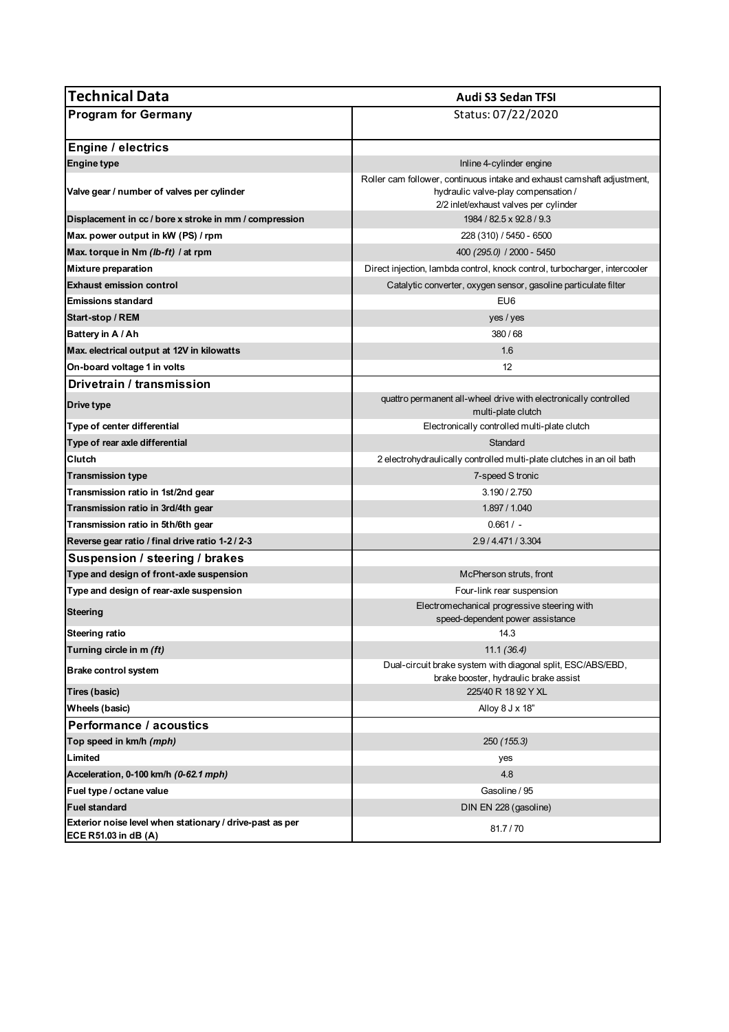| Technical Data | Audi S3 Sedan TFSI |
|---|---|
| **Program for Germany** | Status: 07/22/2020 |
| **Engine / electrics** | |
| **Engine type** | Inline 4-cylinder engine |
| **Valve gear / number of valves per cylinder** | Roller cam follower, continuous intake and exhaust camshaft adjustment, hydraulic valve-play compensation / 2/2 inlet/exhaust valves per cylinder |
| **Displacement in cc / bore x stroke in mm / compression** | 1984 / 82.5 x 92.8 / 9.3 |
| **Max. power output in kW (PS) / rpm** | 228 (310) / 5450 - 6500 |
| **Max. torque in Nm *(lb-ft)* / at rpm** | 400 *(295.0)* / 2000 - 5450 |
| **Mixture preparation** | Direct injection, lambda control, knock control, turbocharger, intercooler |
| **Exhaust emission control** | Catalytic converter, oxygen sensor, gasoline particulate filter |
| **Emissions standard** | EU6 |
| **Start-stop / REM** | yes / yes |
| **Battery in A / Ah** | 380 / 68 |
| **Max. electrical output at 12V in kilowatts** | 1.6 |
| **On-board voltage 1 in volts** | 12 |
| **Drivetrain / transmission** | |
| **Drive type** | quattro permanent all-wheel drive with electronically controlled multi-plate clutch |
| **Type of center differential** | Electronically controlled multi-plate clutch |
| **Type of rear axle differential** | Standard |
| **Clutch** | 2 electrohydraulically controlled multi-plate clutches in an oil bath |
| **Transmission type** | 7-speed S tronic |
| **Transmission ratio in 1st/2nd gear** | 3.190 / 2.750 |
| **Transmission ratio in 3rd/4th gear** | 1.897 / 1.040 |
| **Transmission ratio in 5th/6th gear** | 0.661 / - |
| **Reverse gear ratio / final drive ratio 1-2 / 2-3** | 2.9 / 4.471 / 3.304 |
| **Suspension / steering / brakes** | |
| **Type and design of front-axle suspension** | McPherson struts, front |
| **Type and design of rear-axle suspension** | Four-link rear suspension |
| **Steering** | Electromechanical progressive steering with speed-dependent power assistance |
| **Steering ratio** | 14.3 |
| **Turning circle in m *(ft)*** | 11.1 *(36.4)* |
| **Brake control system** | Dual-circuit brake system with diagonal split, ESC/ABS/EBD, brake booster, hydraulic brake assist |
| **Tires (basic)** | 225/40 R 18 92 Y XL |
| **Wheels (basic)** | Alloy 8 J x 18" |
| **Performance / acoustics** | |
| **Top speed in km/h *(mph)*** | 250 *(155.3)* |
| **Limited** | yes |
| **Acceleration, 0-100 km/h *(0-62.1 mph)*** | 4.8 |
| **Fuel type / octane value** | Gasoline / 95 |
| **Fuel standard** | DIN EN 228 (gasoline) |
| **Exterior noise level when stationary / drive-past as per ECE R51.03 in dB (A)** | 81.7 / 70 |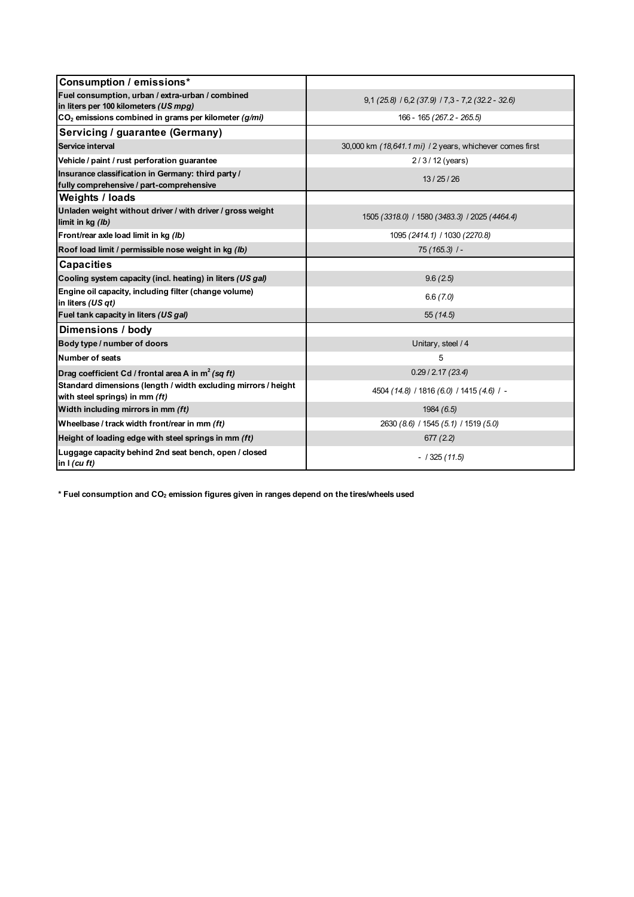| | |
|---|---|
| **Consumption / emissions*** | |
| **Fuel consumption, urban / extra-urban / combined in liters per 100 kilometers *(US mpg)*** | 9,1 *(25.8)* / 6,2 *(37.9)* / 7,3 - 7,2 *(32.2 - 32.6)* |
| **$CO_2$ emissions combined in grams per kilometer *(g/mi)*** | 166 - 165 *(267.2 - 265.5)* |
| **Servicing / guarantee (Germany)** | |
| **Service interval** | 30,000 km *(18,641.1 mi)* / 2 years, whichever comes first |
| **Vehicle / paint / rust perforation guarantee** | 2 / 3 / 12 (years) |
| **Insurance classification in Germany: third party / fully comprehensive / part-comprehensive** | 13 / 25 / 26 |
| **Weights / loads** | |
| **Unladen weight without driver / with driver / gross weight limit in kg *(lb)*** | 1505 *(3318.0)* / 1580 *(3483.3)* / 2025 *(4464.4)* |
| **Front/rear axle load limit in kg *(lb)*** | 1095 *(2414.1)* / 1030 *(2270.8)* |
| **Roof load limit / permissible nose weight in kg *(lb)*** | 75 *(165.3)* / - |
| **Capacities** | |
| **Cooling system capacity (incl. heating) in liters *(US gal)*** | 9.6 *(2.5)* |
| **Engine oil capacity, including filter (change volume) in liters *(US qt)*** | 6.6 *(7.0)* |
| **Fuel tank capacity in liters *(US gal)*** | 55 *(14.5)* |
| **Dimensions / body** | |
| **Body type / number of doors** | Unitary, steel / 4 |
| **Number of seats** | 5 |
| **Drag coefficient Cd / frontal area A in $m^2$ *(sq ft)*** | 0.29 / 2.17 *(23.4)* |
| **Standard dimensions (length / width excluding mirrors / height with steel springs) in mm *(ft)*** | 4504 *(14.8)* / 1816 *(6.0)* / 1415 *(4.6)* / - |
| **Width including mirrors in mm *(ft)*** | 1984 *(6.5)* |
| **Wheelbase / track width front/rear in mm *(ft)*** | 2630 *(8.6)* / 1545 *(5.1)* / 1519 *(5.0)* |
| **Height of loading edge with steel springs in mm *(ft)*** | 677 *(2.2)* |
| **Luggage capacity behind 2nd seat bench, open / closed in l *(cu ft)*** | - / 325 *(11.5)* |

**\* Fuel consumption and $CO_2$ emission figures given in ranges depend on the tires/wheels used**